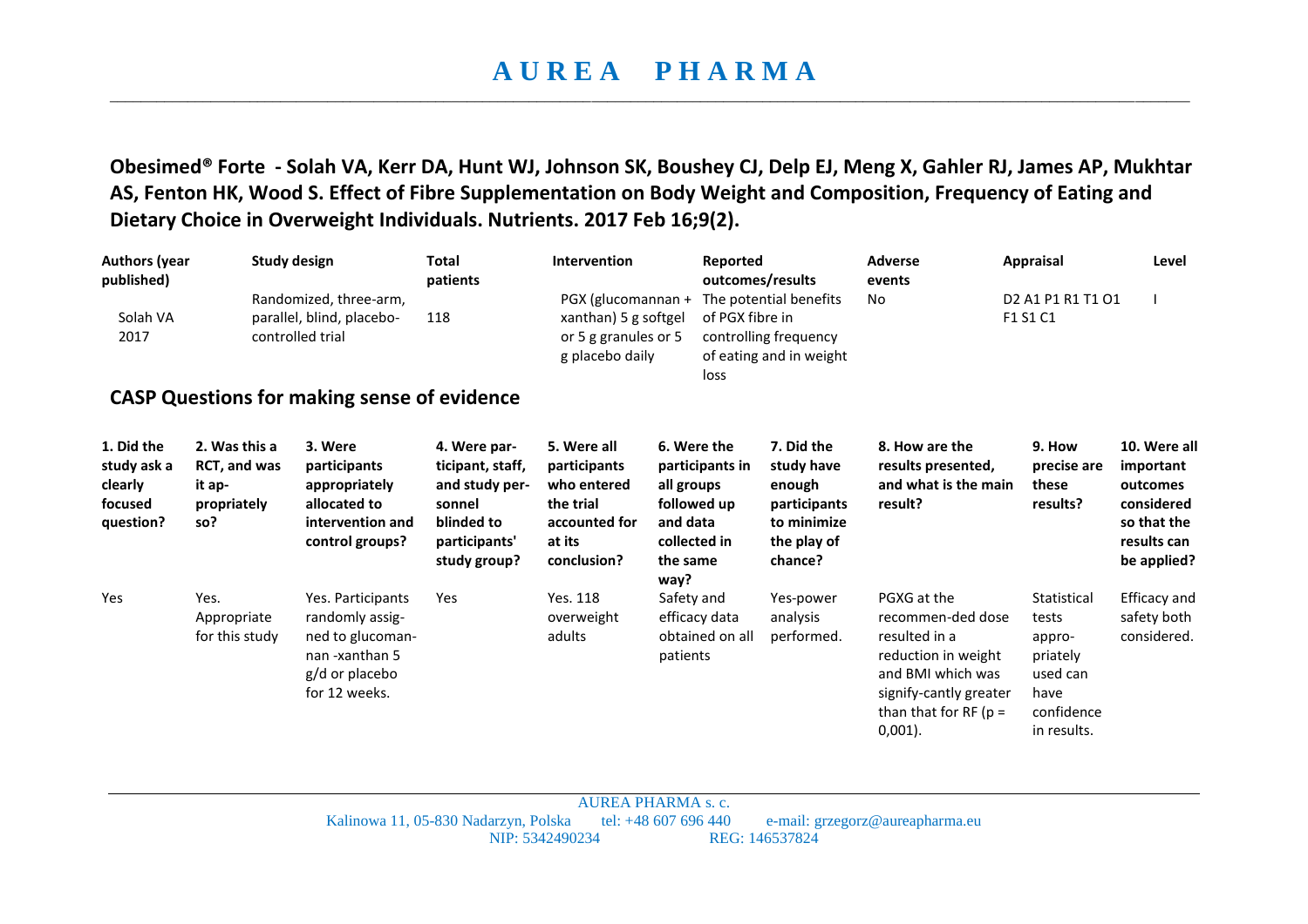# AUREA PHARMA

**Obesimed® Forte - Solah VA, Kerr DA, Hunt WJ, Johnson SK, Boushey CJ, Delp EJ, Meng X, Gahler RJ, James AP, Mukhtar AS, Fenton HK, Wood S. Effect of Fibre Supplementation on Body Weight and Composition, Frequency of Eating and Dietary Choice in Overweight Individuals. Nutrients. 2017 Feb 16;9(2).**

| Authors (year published) | Study design | Total patients | Intervention | Reported outcomes/results | Adverse events | Appraisal | Level |
|---|---|---|---|---|---|---|---|
| Solah VA 2017 | Randomized, three-arm, parallel, blind, placebo-controlled trial | 118 | PGX (glucomannan + xanthan) 5 g softgel or 5 g granules or 5 g placebo daily | The potential benefits of PGX fibre in controlling frequency of eating and in weight loss | No | D2 A1 P1 R1 T1 O1 F1 S1 C1 | I |

## CASP Questions for making sense of evidence

| 1. Did the study ask a clearly focused question? | 2. Was this a RCT, and was it appropriately so? | 3. Were participants appropriately allocated to intervention and control groups? | 4. Were participant, staff, and study personnel blinded to participants' study group? | 5. Were all participants who entered the trial accounted for at its conclusion? | 6. Were the participants in all groups followed up and data collected in the same way? | 7. Did the study have enough participants to minimize the play of chance? | 8. How are the results presented, and what is the main result? | 9. How precise are these results? | 10. Were all important outcomes considered so that the results can be applied? |
|---|---|---|---|---|---|---|---|---|---|
| Yes | Yes. Appropriate for this study | Yes. Participants randomly assigned to glucomannan -xanthan 5 g/d or placebo for 12 weeks. | Yes | Yes. 118 overweight adults | Safety and efficacy data obtained on all patients | Yes-power analysis performed. | PGXG at the recommended dose resulted in a reduction in weight and BMI which was signifycantly greater than that for RF (p = 0,001). | Statistical tests appropriately used can have confidence in results. | Efficacy and safety both considered. |

AUREA PHARMA s. c.
Kalinowa 11, 05-830 Nadarzyn, Polska tel: +48 607 696 440 e-mail: grzegorz@aureapharma.eu
NIP: 5342490234 REG: 146537824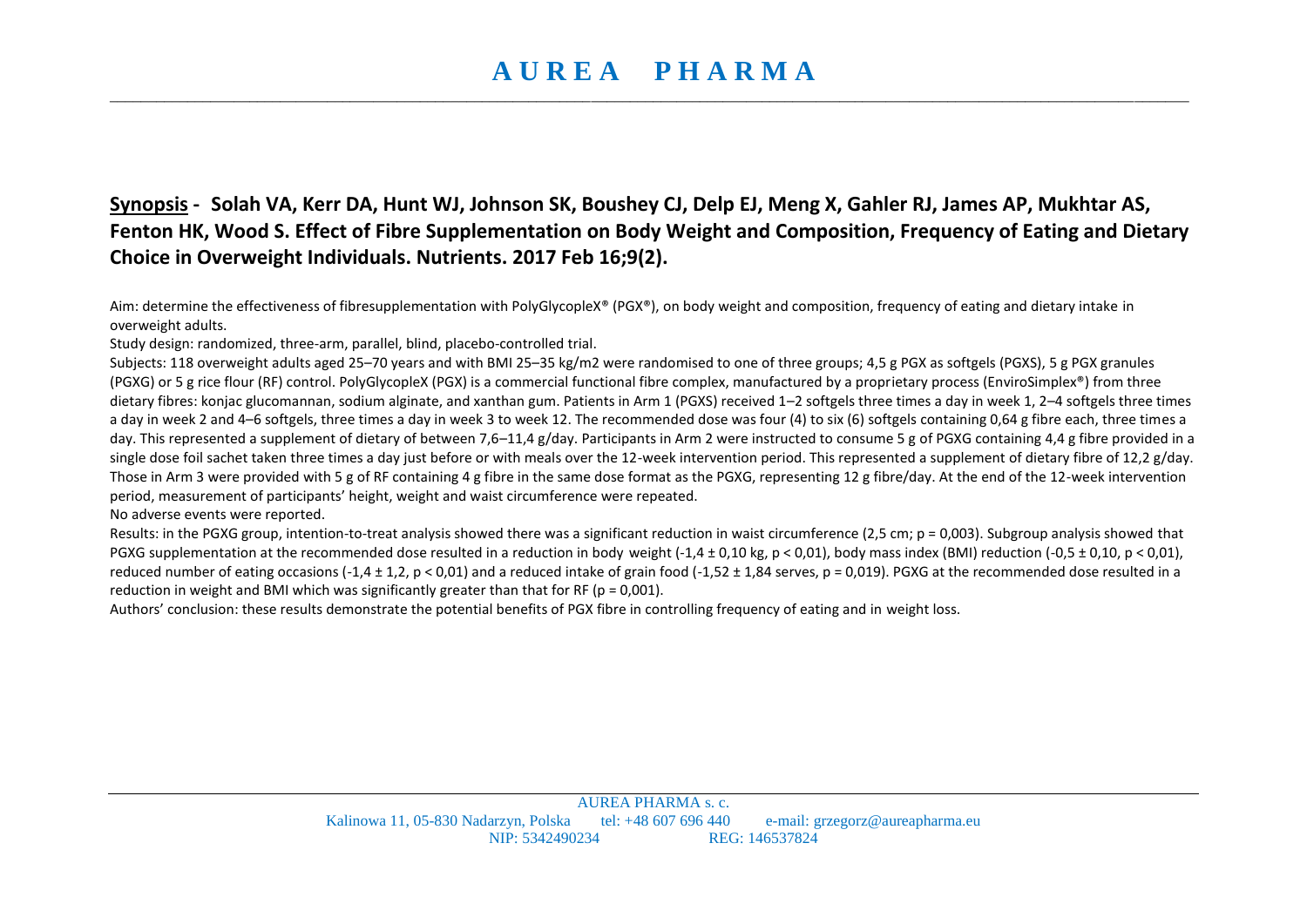**<u>Synopsis</u> - Solah VA, Kerr DA, Hunt WJ, Johnson SK, Boushey CJ, Delp EJ, Meng X, Gahler RJ, James AP, Mukhtar AS, Fenton HK, Wood S. Effect of Fibre Supplementation on Body Weight and Composition, Frequency of Eating and Dietary Choice in Overweight Individuals. Nutrients. 2017 Feb 16;9(2).**

Aim: determine the effectiveness of fibresupplementation with PolyGlycopleX® (PGX®), on body weight and composition, frequency of eating and dietary intake in overweight adults.

Study design: randomized, three-arm, parallel, blind, placebo-controlled trial.

Subjects: 118 overweight adults aged 25–70 years and with BMI 25–35 kg/m2 were randomised to one of three groups; 4,5 g PGX as softgels (PGXS), 5 g PGX granules (PGXG) or 5 g rice flour (RF) control. PolyGlycopleX (PGX) is a commercial functional fibre complex, manufactured by a proprietary process (EnviroSimplex®) from three dietary fibres: konjac glucomannan, sodium alginate, and xanthan gum. Patients in Arm 1 (PGXS) received 1–2 softgels three times a day in week 1, 2–4 softgels three times a day in week 2 and 4–6 softgels, three times a day in week 3 to week 12. The recommended dose was four (4) to six (6) softgels containing 0,64 g fibre each, three times a day. This represented a supplement of dietary of between 7,6–11,4 g/day. Participants in Arm 2 were instructed to consume 5 g of PGXG containing 4,4 g fibre provided in a single dose foil sachet taken three times a day just before or with meals over the 12-week intervention period. This represented a supplement of dietary fibre of 12,2 g/day. Those in Arm 3 were provided with 5 g of RF containing 4 g fibre in the same dose format as the PGXG, representing 12 g fibre/day. At the end of the 12-week intervention period, measurement of participants' height, weight and waist circumference were repeated.

No adverse events were reported.

Results: in the PGXG group, intention-to-treat analysis showed there was a significant reduction in waist circumference (2,5 cm; p = 0,003). Subgroup analysis showed that PGXG supplementation at the recommended dose resulted in a reduction in body weight (-1,4 ± 0,10 kg, p < 0,01), body mass index (BMI) reduction (-0,5 ± 0,10, p < 0,01), reduced number of eating occasions (-1,4 ± 1,2, p < 0,01) and a reduced intake of grain food (-1,52 ± 1,84 serves, p = 0,019). PGXG at the recommended dose resulted in a reduction in weight and BMI which was significantly greater than that for RF (p = 0,001).

Authors' conclusion: these results demonstrate the potential benefits of PGX fibre in controlling frequency of eating and in weight loss.